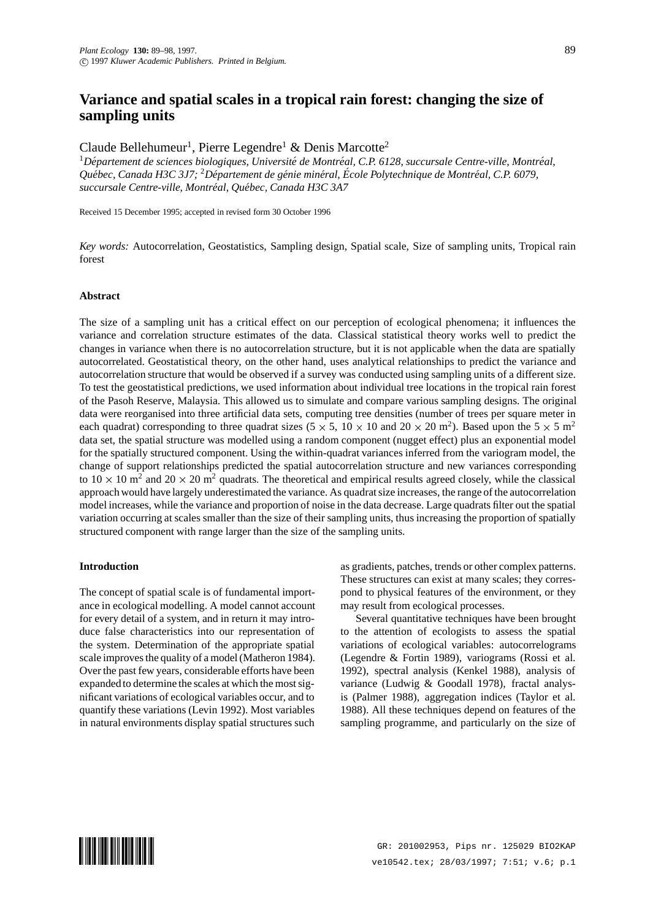# Variance and spatial scales in a tropical rain forest: changing the size of sampling units

Claude Bellehumeur[1], Pierre Legendre[1] & Denis Marcotte[2]

[1]*Département de sciences biologiques, Université de Montréal, C.P. 6128, succursale Centre-ville, Montréal, Québec, Canada H3C 3J7;* [2]*Département de génie minéral, École Polytechnique de Montréal, C.P. 6079, succursale Centre-ville, Montréal, Québec, Canada H3C 3A7*

Received 15 December 1995; accepted in revised form 30 October 1996

*Key words:* Autocorrelation, Geostatistics, Sampling design, Spatial scale, Size of sampling units, Tropical rain forest

## Abstract

The size of a sampling unit has a critical effect on our perception of ecological phenomena; it influences the variance and correlation structure estimates of the data. Classical statistical theory works well to predict the changes in variance when there is no autocorrelation structure, but it is not applicable when the data are spatially autocorrelated. Geostatistical theory, on the other hand, uses analytical relationships to predict the variance and autocorrelation structure that would be observed if a survey was conducted using sampling units of a different size. To test the geostatistical predictions, we used information about individual tree locations in the tropical rain forest of the Pasoh Reserve, Malaysia. This allowed us to simulate and compare various sampling designs. The original data were reorganised into three artificial data sets, computing tree densities (number of trees per square meter in each quadrat) corresponding to three quadrat sizes ($5 \times 5$, $10 \times 10$ and $20 \times 20$ m$^2$). Based upon the $5 \times 5$ m$^2$ data set, the spatial structure was modelled using a random component (nugget effect) plus an exponential model for the spatially structured component. Using the within-quadrat variances inferred from the variogram model, the change of support relationships predicted the spatial autocorrelation structure and new variances corresponding to $10 \times 10$ m$^2$ and $20 \times 20$ m$^2$ quadrats. The theoretical and empirical results agreed closely, while the classical approach would have largely underestimated the variance. As quadrat size increases, the range of the autocorrelation model increases, while the variance and proportion of noise in the data decrease. Large quadrats filter out the spatial variation occurring at scales smaller than the size of their sampling units, thus increasing the proportion of spatially structured component with range larger than the size of the sampling units.

## Introduction

The concept of spatial scale is of fundamental importance in ecological modelling. A model cannot account for every detail of a system, and in return it may introduce false characteristics into our representation of the system. Determination of the appropriate spatial scale improves the quality of a model (Matheron 1984). Over the past few years, considerable efforts have been expanded to determine the scales at which the most significant variations of ecological variables occur, and to quantify these variations (Levin 1992). Most variables in natural environments display spatial structures such as gradients, patches, trends or other complex patterns. These structures can exist at many scales; they correspond to physical features of the environment, or they may result from ecological processes.

Several quantitative techniques have been brought to the attention of ecologists to assess the spatial variations of ecological variables: autocorrelograms (Legendre & Fortin 1989), variograms (Rossi et al. 1992), spectral analysis (Kenkel 1988), analysis of variance (Ludwig & Goodall 1978), fractal analysis (Palmer 1988), aggregation indices (Taylor et al. 1988). All these techniques depend on features of the sampling programme, and particularly on the size of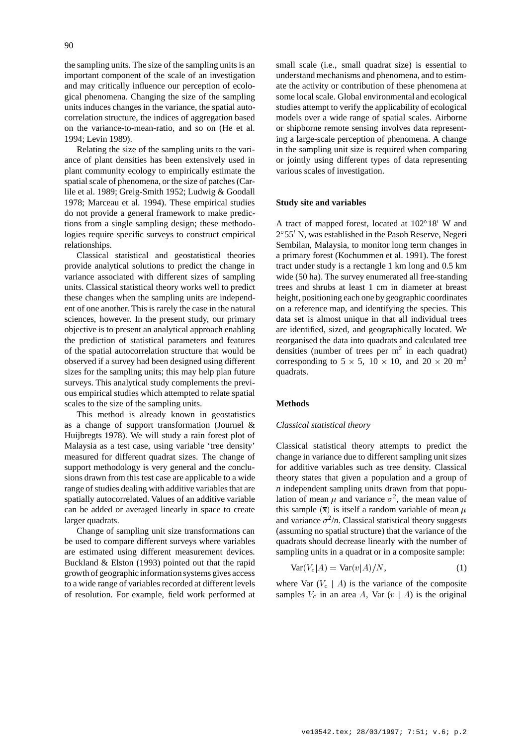the sampling units. The size of the sampling units is an important component of the scale of an investigation and may critically influence our perception of ecological phenomena. Changing the size of the sampling units induces changes in the variance, the spatial autocorrelation structure, the indices of aggregation based on the variance-to-mean-ratio, and so on (He et al. 1994; Levin 1989).

Relating the size of the sampling units to the variance of plant densities has been extensively used in plant community ecology to empirically estimate the spatial scale of phenomena, or the size of patches (Carlile et al. 1989; Greig-Smith 1952; Ludwig & Goodall 1978; Marceau et al. 1994). These empirical studies do not provide a general framework to make predictions from a single sampling design; these methodologies require specific surveys to construct empirical relationships.

Classical statistical and geostatistical theories provide analytical solutions to predict the change in variance associated with different sizes of sampling units. Classical statistical theory works well to predict these changes when the sampling units are independent of one another. This is rarely the case in the natural sciences, however. In the present study, our primary objective is to present an analytical approach enabling the prediction of statistical parameters and features of the spatial autocorrelation structure that would be observed if a survey had been designed using different sizes for the sampling units; this may help plan future surveys. This analytical study complements the previous empirical studies which attempted to relate spatial scales to the size of the sampling units.

This method is already known in geostatistics as a change of support transformation (Journel & Huijbregts 1978). We will study a rain forest plot of Malaysia as a test case, using variable 'tree density' measured for different quadrat sizes. The change of support methodology is very general and the conclusions drawn from this test case are applicable to a wide range of studies dealing with additive variables that are spatially autocorrelated. Values of an additive variable can be added or averaged linearly in space to create larger quadrats.

Change of sampling unit size transformations can be used to compare different surveys where variables are estimated using different measurement devices. Buckland & Elston (1993) pointed out that the rapid growth of geographic information systems gives access to a wide range of variables recorded at different levels of resolution. For example, field work performed at small scale (i.e., small quadrat size) is essential to understand mechanisms and phenomena, and to estimate the activity or contribution of these phenomena at some local scale. Global environmental and ecological studies attempt to verify the applicability of ecological models over a wide range of spatial scales. Airborne or shipborne remote sensing involves data representing a large-scale perception of phenomena. A change in the sampling unit size is required when comparing or jointly using different types of data representing various scales of investigation.

**Study site and variables**

A tract of mapped forest, located at 102°18′ W and 2°55′ N, was established in the Pasoh Reserve, Negeri Sembilan, Malaysia, to monitor long term changes in a primary forest (Kochummen et al. 1991). The forest tract under study is a rectangle 1 km long and 0.5 km wide (50 ha). The survey enumerated all free-standing trees and shrubs at least 1 cm in diameter at breast height, positioning each one by geographic coordinates on a reference map, and identifying the species. This data set is almost unique in that all individual trees are identified, sized, and geographically located. We reorganised the data into quadrats and calculated tree densities (number of trees per $m^2$ in each quadrat) corresponding to $5 \times 5$, $10 \times 10$, and $20 \times 20$ $m^2$ quadrats.

**Methods**

*Classical statistical theory*

Classical statistical theory attempts to predict the change in variance due to different sampling unit sizes for additive variables such as tree density. Classical theory states that given a population and a group of $n$ independent sampling units drawn from that population of mean $\mu$ and variance $\sigma^2$, the mean value of this sample ($\overline{x}$) is itself a random variable of mean $\mu$ and variance $\sigma^2/n$. Classical statistical theory suggests (assuming no spatial structure) that the variance of the quadrats should decrease linearly with the number of sampling units in a quadrat or in a composite sample:

$$\mathrm{Var}(V_c|A) = \mathrm{Var}(v|A)/N, \tag{1}$$

where Var ($V_c \mid A$) is the variance of the composite samples $V_c$ in an area $A$, Var ($v \mid A$) is the original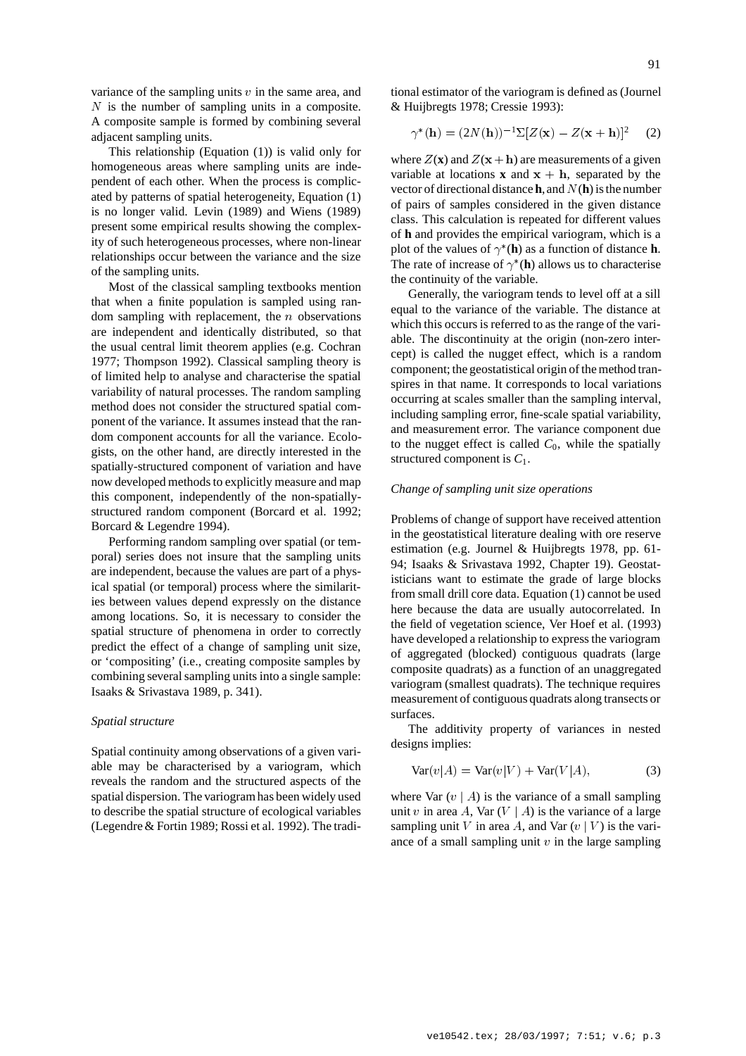variance of the sampling units $v$ in the same area, and $N$ is the number of sampling units in a composite. A composite sample is formed by combining several adjacent sampling units.

This relationship (Equation (1)) is valid only for homogeneous areas where sampling units are independent of each other. When the process is complicated by patterns of spatial heterogeneity, Equation (1) is no longer valid. Levin (1989) and Wiens (1989) present some empirical results showing the complexity of such heterogeneous processes, where non-linear relationships occur between the variance and the size of the sampling units.

Most of the classical sampling textbooks mention that when a finite population is sampled using random sampling with replacement, the $n$ observations are independent and identically distributed, so that the usual central limit theorem applies (e.g. Cochran 1977; Thompson 1992). Classical sampling theory is of limited help to analyse and characterise the spatial variability of natural processes. The random sampling method does not consider the structured spatial component of the variance. It assumes instead that the random component accounts for all the variance. Ecologists, on the other hand, are directly interested in the spatially-structured component of variation and have now developed methods to explicitly measure and map this component, independently of the non-spatially-structured random component (Borcard et al. 1992; Borcard & Legendre 1994).

Performing random sampling over spatial (or temporal) series does not insure that the sampling units are independent, because the values are part of a physical spatial (or temporal) process where the similarities between values depend expressly on the distance among locations. So, it is necessary to consider the spatial structure of phenomena in order to correctly predict the effect of a change of sampling unit size, or 'compositing' (i.e., creating composite samples by combining several sampling units into a single sample: Isaaks & Srivastava 1989, p. 341).

*Spatial structure*

Spatial continuity among observations of a given variable may be characterised by a variogram, which reveals the random and the structured aspects of the spatial dispersion. The variogram has been widely used to describe the spatial structure of ecological variables (Legendre & Fortin 1989; Rossi et al. 1992). The traditional estimator of the variogram is defined as (Journel & Huijbregts 1978; Cressie 1993):

$$\gamma^*(\mathbf{h}) = (2N(\mathbf{h}))^{-1}\Sigma[Z(\mathbf{x}) - Z(\mathbf{x}+\mathbf{h})]^2 \quad (2)$$

where $Z(\mathbf{x})$ and $Z(\mathbf{x}+\mathbf{h})$ are measurements of a given variable at locations $\mathbf{x}$ and $\mathbf{x}+\mathbf{h}$, separated by the vector of directional distance $\mathbf{h}$, and $N(\mathbf{h})$ is the number of pairs of samples considered in the given distance class. This calculation is repeated for different values of $\mathbf{h}$ and provides the empirical variogram, which is a plot of the values of $\gamma^*(\mathbf{h})$ as a function of distance $\mathbf{h}$. The rate of increase of $\gamma^*(\mathbf{h})$ allows us to characterise the continuity of the variable.

Generally, the variogram tends to level off at a sill equal to the variance of the variable. The distance at which this occurs is referred to as the range of the variable. The discontinuity at the origin (non-zero intercept) is called the nugget effect, which is a random component; the geostatistical origin of the method transpires in that name. It corresponds to local variations occurring at scales smaller than the sampling interval, including sampling error, fine-scale spatial variability, and measurement error. The variance component due to the nugget effect is called $C_0$, while the spatially structured component is $C_1$.

*Change of sampling unit size operations*

Problems of change of support have received attention in the geostatistical literature dealing with ore reserve estimation (e.g. Journel & Huijbregts 1978, pp. 61-94; Isaaks & Srivastava 1992, Chapter 19). Geostatisticians want to estimate the grade of large blocks from small drill core data. Equation (1) cannot be used here because the data are usually autocorrelated. In the field of vegetation science, Ver Hoef et al. (1993) have developed a relationship to express the variogram of aggregated (blocked) contiguous quadrats (large composite quadrats) as a function of an unaggregated variogram (smallest quadrats). The technique requires measurement of contiguous quadrats along transects or surfaces.

The additivity property of variances in nested designs implies:

$$\mathrm{Var}(v|A) = \mathrm{Var}(v|V) + \mathrm{Var}(V|A), \quad (3)$$

where Var $(v \mid A)$ is the variance of a small sampling unit $v$ in area $A$, Var $(V \mid A)$ is the variance of a large sampling unit $V$ in area $A$, and Var $(v \mid V)$ is the variance of a small sampling unit $v$ in the large sampling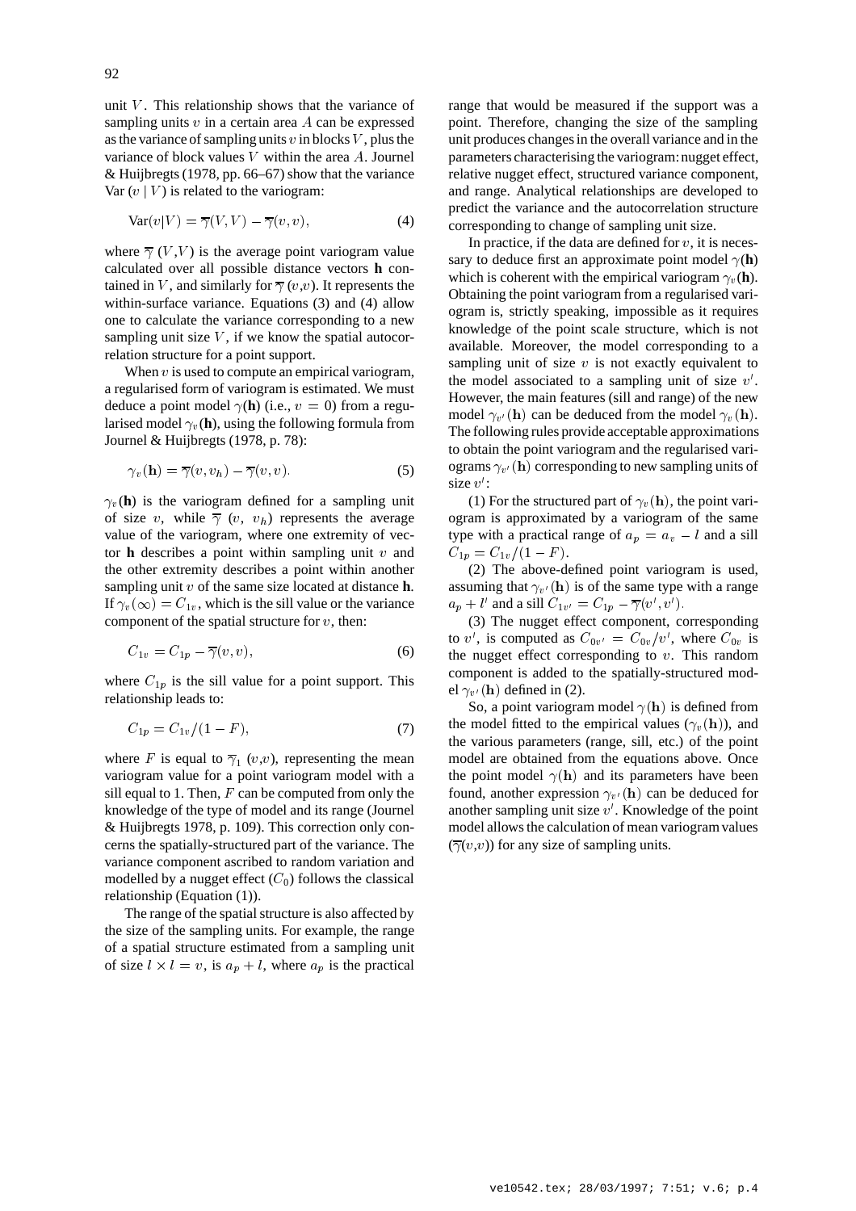unit $V$. This relationship shows that the variance of sampling units $v$ in a certain area $A$ can be expressed as the variance of sampling units $v$ in blocks $V$, plus the variance of block values $V$ within the area $A$. Journel & Huijbregts (1978, pp. 66–67) show that the variance Var $(v \mid V)$ is related to the variogram:

$$\mathrm{Var}(v|V) = \overline{\gamma}(V,V) - \overline{\gamma}(v,v), \tag{4}$$

where $\overline{\gamma}\ (V,V)$ is the average point variogram value calculated over all possible distance vectors **h** contained in $V$, and similarly for $\overline{\gamma}\ (v,v)$. It represents the within-surface variance. Equations (3) and (4) allow one to calculate the variance corresponding to a new sampling unit size $V$, if we know the spatial autocorrelation structure for a point support.

When $v$ is used to compute an empirical variogram, a regularised form of variogram is estimated. We must deduce a point model $\gamma(\mathbf{h})$ (i.e., $v = 0$) from a regularised model $\gamma_v(\mathbf{h})$, using the following formula from Journel & Huijbregts (1978, p. 78):

$$\gamma_v(\mathbf{h}) = \overline{\gamma}(v, v_h) - \overline{\gamma}(v,v). \tag{5}$$

$\gamma_v(\mathbf{h})$ is the variogram defined for a sampling unit of size $v$, while $\overline{\gamma}\ (v,\ v_h)$ represents the average value of the variogram, where one extremity of vector **h** describes a point within sampling unit $v$ and the other extremity describes a point within another sampling unit $v$ of the same size located at distance **h**. If $\gamma_v(\infty) = C_{1v}$, which is the sill value or the variance component of the spatial structure for $v$, then:

$$C_{1v} = C_{1p} - \overline{\gamma}(v,v), \tag{6}$$

where $C_{1p}$ is the sill value for a point support. This relationship leads to:

$$C_{1p} = C_{1v}/(1 - F), \tag{7}$$

where $F$ is equal to $\overline{\gamma}_1\ (v,v)$, representing the mean variogram value for a point variogram model with a sill equal to 1. Then, $F$ can be computed from only the knowledge of the type of model and its range (Journel & Huijbregts 1978, p. 109). This correction only concerns the spatially-structured part of the variance. The variance component ascribed to random variation and modelled by a nugget effect ($C_0$) follows the classical relationship (Equation (1)).

The range of the spatial structure is also affected by the size of the sampling units. For example, the range of a spatial structure estimated from a sampling unit of size $l \times l = v$, is $a_p + l$, where $a_p$ is the practical range that would be measured if the support was a point. Therefore, changing the size of the sampling unit produces changes in the overall variance and in the parameters characterising the variogram: nugget effect, relative nugget effect, structured variance component, and range. Analytical relationships are developed to predict the variance and the autocorrelation structure corresponding to change of sampling unit size.

In practice, if the data are defined for $v$, it is necessary to deduce first an approximate point model $\gamma(\mathbf{h})$ which is coherent with the empirical variogram $\gamma_v(\mathbf{h})$. Obtaining the point variogram from a regularised variogram is, strictly speaking, impossible as it requires knowledge of the point scale structure, which is not available. Moreover, the model corresponding to a sampling unit of size $v$ is not exactly equivalent to the model associated to a sampling unit of size $v'$. However, the main features (sill and range) of the new model $\gamma_{v'}(\mathbf{h})$ can be deduced from the model $\gamma_v(\mathbf{h})$. The following rules provide acceptable approximations to obtain the point variogram and the regularised variograms $\gamma_{v'}(\mathbf{h})$ corresponding to new sampling units of size $v'$:

(1) For the structured part of $\gamma_v(\mathbf{h})$, the point variogram is approximated by a variogram of the same type with a practical range of $a_p = a_v - l$ and a sill $C_{1p} = C_{1v}/(1 - F)$.

(2) The above-defined point variogram is used, assuming that $\gamma_{v'}(\mathbf{h})$ is of the same type with a range $a_p + l'$ and a sill $C_{1v'} = C_{1p} - \overline{\gamma}(v', v')$.

(3) The nugget effect component, corresponding to $v'$, is computed as $C_{0v'} = C_{0v}/v'$, where $C_{0v}$ is the nugget effect corresponding to $v$. This random component is added to the spatially-structured model $\gamma_{v'}(\mathbf{h})$ defined in (2).

So, a point variogram model $\gamma(\mathbf{h})$ is defined from the model fitted to the empirical values ($\gamma_v(\mathbf{h})$), and the various parameters (range, sill, etc.) of the point model are obtained from the equations above. Once the point model $\gamma(\mathbf{h})$ and its parameters have been found, another expression $\gamma_{v'}(\mathbf{h})$ can be deduced for another sampling unit size $v'$. Knowledge of the point model allows the calculation of mean variogram values ($\overline{\gamma}(v,v)$) for any size of sampling units.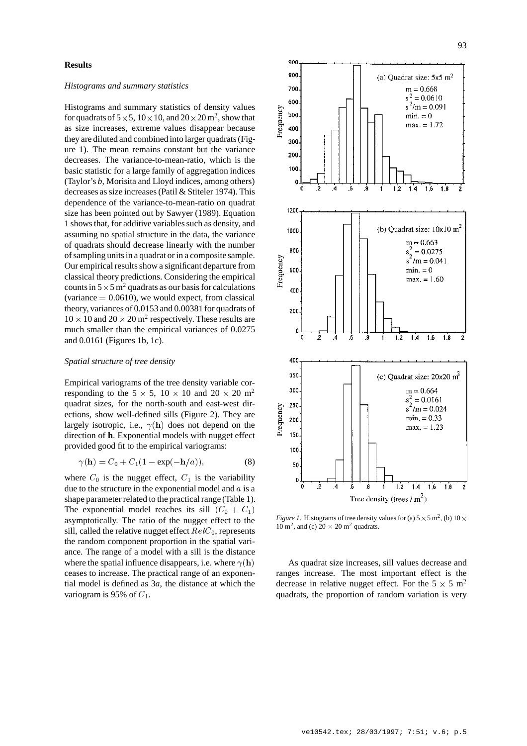## Results

### *Histograms and summary statistics*

Histograms and summary statistics of density values for quadrats of $5 \times 5$, $10 \times 10$, and $20 \times 20\,\text{m}^2$, show that as size increases, extreme values disappear because they are diluted and combined into larger quadrats (Figure 1). The mean remains constant but the variance decreases. The variance-to-mean-ratio, which is the basic statistic for a large family of aggregation indices (Taylor's *b*, Morisita and Lloyd indices, among others) decreases as size increases (Patil & Stiteler 1974). This dependence of the variance-to-mean-ratio on quadrat size has been pointed out by Sawyer (1989). Equation 1 shows that, for additive variables such as density, and assuming no spatial structure in the data, the variance of quadrats should decrease linearly with the number of sampling units in a quadrat or in a composite sample. Our empirical results show a significant departure from classical theory predictions. Considering the empirical counts in $5 \times 5\,\text{m}^2$ quadrats as our basis for calculations (variance $= 0.0610$), we would expect, from classical theory, variances of 0.0153 and 0.00381 for quadrats of $10 \times 10$ and $20 \times 20\,\text{m}^2$ respectively. These results are much smaller than the empirical variances of 0.0275 and 0.0161 (Figures 1b, 1c).

### *Spatial structure of tree density*

Empirical variograms of the tree density variable corresponding to the $5 \times 5$, $10 \times 10$ and $20 \times 20\,\text{m}^2$ quadrat sizes, for the north-south and east-west directions, show well-defined sills (Figure 2). They are largely isotropic, i.e., $\gamma(\mathbf{h})$ does not depend on the direction of **h**. Exponential models with nugget effect provided good fit to the empirical variograms:

$$\gamma(\mathbf{h}) = C_0 + C_1(1 - \exp(-\mathbf{h}/a)), \tag{8}$$

where $C_0$ is the nugget effect, $C_1$ is the variability due to the structure in the exponential model and $a$ is a shape parameter related to the practical range (Table 1). The exponential model reaches its sill $(C_0 + C_1)$ asymptotically. The ratio of the nugget effect to the sill, called the relative nugget effect $RelC_0$, represents the random component proportion in the spatial variance. The range of a model with a sill is the distance where the spatial influence disappears, i.e. where $\gamma(\mathbf{h})$ ceases to increase. The practical range of an exponential model is defined as $3a$, the distance at which the variogram is 95% of $C_1$.

(a) Quadrat size: 5x5 m²
$m = 0.668$
$s^2 = 0.0610$
$s^2/m = 0.091$
min. = 0
max. = 1.72

(b) Quadrat size: 10x10 m²
$m = 0.663$
$s^2 = 0.0275$
$s^2/m = 0.041$
min. = 0
max. = 1.60

(c) Quadrat size: 20x20 m²
$m = 0.664$
$s^2 = 0.0161$
$s^2/m = 0.024$
min. = 0.33
max. = 1.23

*Figure 1.* Histograms of tree density values for (a) $5 \times 5\,\text{m}^2$, (b) $10 \times 10\,\text{m}^2$, and (c) $20 \times 20\,\text{m}^2$ quadrats.

As quadrat size increases, sill values decrease and ranges increase. The most important effect is the decrease in relative nugget effect. For the $5 \times 5\,\text{m}^2$ quadrats, the proportion of random variation is very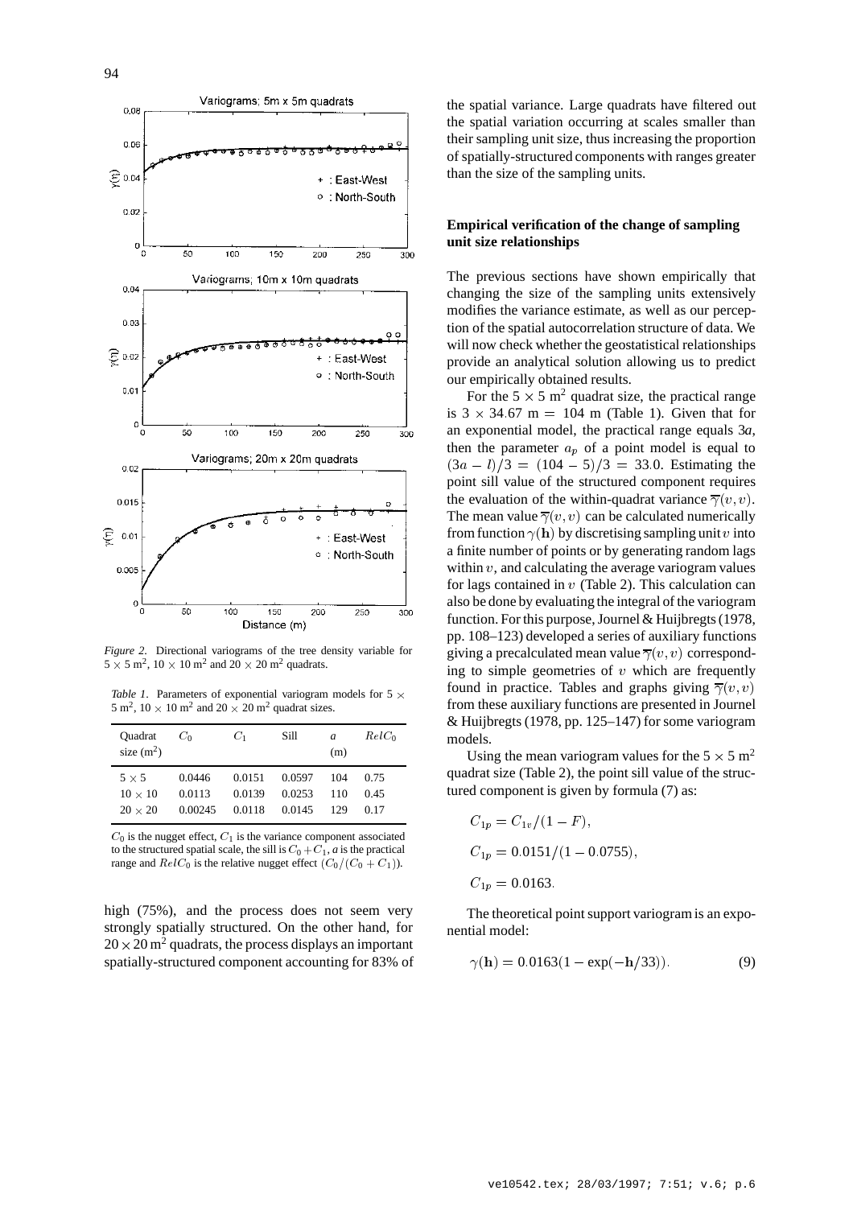*Figure 2.* Directional variograms of the tree density variable for $5 \times 5$ m$^2$, $10 \times 10$ m$^2$ and $20 \times 20$ m$^2$ quadrats.

*Table 1.* Parameters of exponential variogram models for $5 \times 5$ m$^2$, $10 \times 10$ m$^2$ and $20 \times 20$ m$^2$ quadrat sizes.

| Quadrat size (m$^2$) | $C_0$ | $C_1$ | Sill | $a$ (m) | $RelC_0$ |
|---|---|---|---|---|---|
| $5 \times 5$ | 0.0446 | 0.0151 | 0.0597 | 104 | 0.75 |
| $10 \times 10$ | 0.0113 | 0.0139 | 0.0253 | 110 | 0.45 |
| $20 \times 20$ | 0.00245 | 0.0118 | 0.0145 | 129 | 0.17 |

$C_0$ is the nugget effect, $C_1$ is the variance component associated to the structured spatial scale, the sill is $C_0 + C_1$, $a$ is the practical range and $RelC_0$ is the relative nugget effect $(C_0/(C_0 + C_1))$.

high (75%), and the process does not seem very strongly spatially structured. On the other hand, for $20 \times 20$ m$^2$ quadrats, the process displays an important spatially-structured component accounting for 83% of the spatial variance. Large quadrats have filtered out the spatial variation occurring at scales smaller than their sampling unit size, thus increasing the proportion of spatially-structured components with ranges greater than the size of the sampling units.

## Empirical verification of the change of sampling unit size relationships

The previous sections have shown empirically that changing the size of the sampling units extensively modifies the variance estimate, as well as our perception of the spatial autocorrelation structure of data. We will now check whether the geostatistical relationships provide an analytical solution allowing us to predict our empirically obtained results.

For the $5 \times 5$ m$^2$ quadrat size, the practical range is $3 \times 34.67$ m $= 104$ m (Table 1). Given that for an exponential model, the practical range equals $3a$, then the parameter $a_p$ of a point model is equal to $(3a - l)/3 = (104 - 5)/3 = 33.0$. Estimating the point sill value of the structured component requires the evaluation of the within-quadrat variance $\overline{\gamma}(v, v)$. The mean value $\overline{\gamma}(v, v)$ can be calculated numerically from function $\gamma(\mathbf{h})$ by discretising sampling unit $v$ into a finite number of points or by generating random lags within $v$, and calculating the average variogram values for lags contained in $v$ (Table 2). This calculation can also be done by evaluating the integral of the variogram function. For this purpose, Journel & Huijbregts (1978, pp. 108–123) developed a series of auxiliary functions giving a precalculated mean value $\overline{\gamma}(v, v)$ corresponding to simple geometries of $v$ which are frequently found in practice. Tables and graphs giving $\overline{\gamma}(v, v)$ from these auxiliary functions are presented in Journel & Huijbregts (1978, pp. 125–147) for some variogram models.

Using the mean variogram values for the $5 \times 5$ m$^2$ quadrat size (Table 2), the point sill value of the structured component is given by formula (7) as:

$$C_{1p} = C_{1v}/(1 - F),$$

$$C_{1p} = 0.0151/(1 - 0.0755),$$

$$C_{1p} = 0.0163.$$

The theoretical point support variogram is an exponential model:

$$\gamma(\mathbf{h}) = 0.0163(1 - \exp(-\mathbf{h}/33)). \quad (9)$$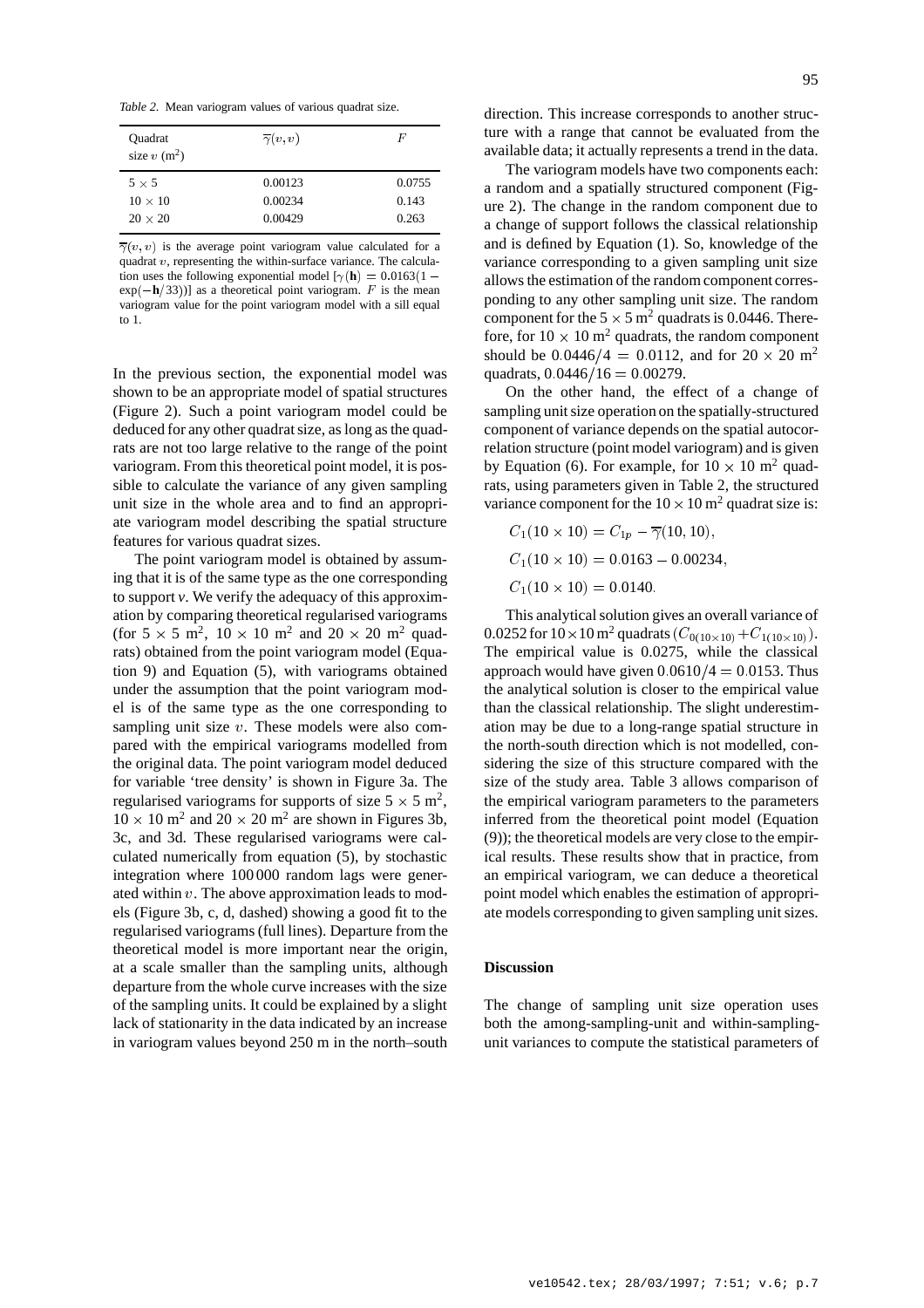*Table 2.* Mean variogram values of various quadrat size.

| Quadrat size $v$ ($m^2$) | $\overline{\gamma}(v, v)$ | $F$ |
|---|---|---|
| $5 \times 5$ | 0.00123 | 0.0755 |
| $10 \times 10$ | 0.00234 | 0.143 |
| $20 \times 20$ | 0.00429 | 0.263 |

$\overline{\gamma}(v, v)$ is the average point variogram value calculated for a quadrat $v$, representing the within-surface variance. The calculation uses the following exponential model [$\gamma(\mathbf{h}) = 0.0163(1 - \exp(-\mathbf{h}/33))$] as a theoretical point variogram. $F$ is the mean variogram value for the point variogram model with a sill equal to 1.

In the previous section, the exponential model was shown to be an appropriate model of spatial structures (Figure 2). Such a point variogram model could be deduced for any other quadrat size, as long as the quadrats are not too large relative to the range of the point variogram. From this theoretical point model, it is possible to calculate the variance of any given sampling unit size in the whole area and to find an appropriate variogram model describing the spatial structure features for various quadrat sizes.

The point variogram model is obtained by assuming that it is of the same type as the one corresponding to support *v*. We verify the adequacy of this approximation by comparing theoretical regularised variograms (for $5 \times 5$ m$^2$, $10 \times 10$ m$^2$ and $20 \times 20$ m$^2$ quadrats) obtained from the point variogram model (Equation 9) and Equation (5), with variograms obtained under the assumption that the point variogram model is of the same type as the one corresponding to sampling unit size $v$. These models were also compared with the empirical variograms modelled from the original data. The point variogram model deduced for variable 'tree density' is shown in Figure 3a. The regularised variograms for supports of size $5 \times 5$ m$^2$, $10 \times 10$ m$^2$ and $20 \times 20$ m$^2$ are shown in Figures 3b, 3c, and 3d. These regularised variograms were calculated numerically from equation (5), by stochastic integration where 100 000 random lags were generated within $v$. The above approximation leads to models (Figure 3b, c, d, dashed) showing a good fit to the regularised variograms (full lines). Departure from the theoretical model is more important near the origin, at a scale smaller than the sampling units, although departure from the whole curve increases with the size of the sampling units. It could be explained by a slight lack of stationarity in the data indicated by an increase in variogram values beyond 250 m in the north–south direction. This increase corresponds to another structure with a range that cannot be evaluated from the available data; it actually represents a trend in the data.

The variogram models have two components each: a random and a spatially structured component (Figure 2). The change in the random component due to a change of support follows the classical relationship and is defined by Equation (1). So, knowledge of the variance corresponding to a given sampling unit size allows the estimation of the random component corresponding to any other sampling unit size. The random component for the $5 \times 5$ m$^2$ quadrats is 0.0446. Therefore, for $10 \times 10$ m$^2$ quadrats, the random component should be $0.0446/4 = 0.0112$, and for $20 \times 20$ m$^2$ quadrats, $0.0446/16 = 0.00279$.

On the other hand, the effect of a change of sampling unit size operation on the spatially-structured component of variance depends on the spatial autocorrelation structure (point model variogram) and is given by Equation (6). For example, for $10 \times 10$ m$^2$ quadrats, using parameters given in Table 2, the structured variance component for the $10 \times 10$ m$^2$ quadrat size is:

$$C_1(10 \times 10) = C_{1p} - \overline{\gamma}(10, 10),$$

$$C_1(10 \times 10) = 0.0163 - 0.00234,$$

$$C_1(10 \times 10) = 0.0140.$$

This analytical solution gives an overall variance of 0.0252 for $10 \times 10$ m$^2$ quadrats ($C_{0(10\times10)} + C_{1(10\times10)}$). The empirical value is 0.0275, while the classical approach would have given $0.0610/4 = 0.0153$. Thus the analytical solution is closer to the empirical value than the classical relationship. The slight underestimation may be due to a long-range spatial structure in the north-south direction which is not modelled, considering the size of this structure compared with the size of the study area. Table 3 allows comparison of the empirical variogram parameters to the parameters inferred from the theoretical point model (Equation (9)); the theoretical models are very close to the empirical results. These results show that in practice, from an empirical variogram, we can deduce a theoretical point model which enables the estimation of appropriate models corresponding to given sampling unit sizes.

## Discussion

The change of sampling unit size operation uses both the among-sampling-unit and within-sampling-unit variances to compute the statistical parameters of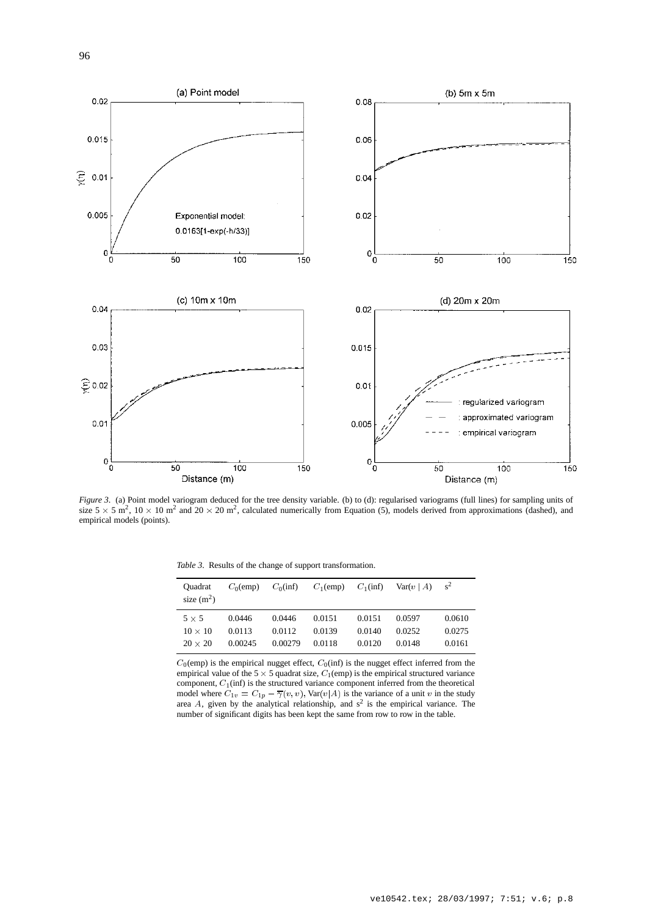*Figure 3*. (a) Point model variogram deduced for the tree density variable. (b) to (d): regularised variograms (full lines) for sampling units of size $5 \times 5$ m$^2$, $10 \times 10$ m$^2$ and $20 \times 20$ m$^2$, calculated numerically from Equation (5), models derived from approximations (dashed), and empirical models (points).

*Table 3*. Results of the change of support transformation.

| Quadrat size (m$^2$) | $C_0$(emp) | $C_0$(inf) | $C_1$(emp) | $C_1$(inf) | Var($v \mid A$) | s$^2$ |
|---|---|---|---|---|---|---|
| $5 \times 5$ | 0.0446 | 0.0446 | 0.0151 | 0.0151 | 0.0597 | 0.0610 |
| $10 \times 10$ | 0.0113 | 0.0112 | 0.0139 | 0.0140 | 0.0252 | 0.0275 |
| $20 \times 20$ | 0.00245 | 0.00279 | 0.0118 | 0.0120 | 0.0148 | 0.0161 |

$C_0$(emp) is the empirical nugget effect, $C_0$(inf) is the nugget effect inferred from the empirical value of the $5 \times 5$ quadrat size, $C_1$(emp) is the empirical structured variance component, $C_1$(inf) is the structured variance component inferred from the theoretical model where $C_{1v} = C_{1p} - \overline{\gamma}(v, v)$, Var($v|A$) is the variance of a unit $v$ in the study area $A$, given by the analytical relationship, and s$^2$ is the empirical variance. The number of significant digits has been kept the same from row to row in the table.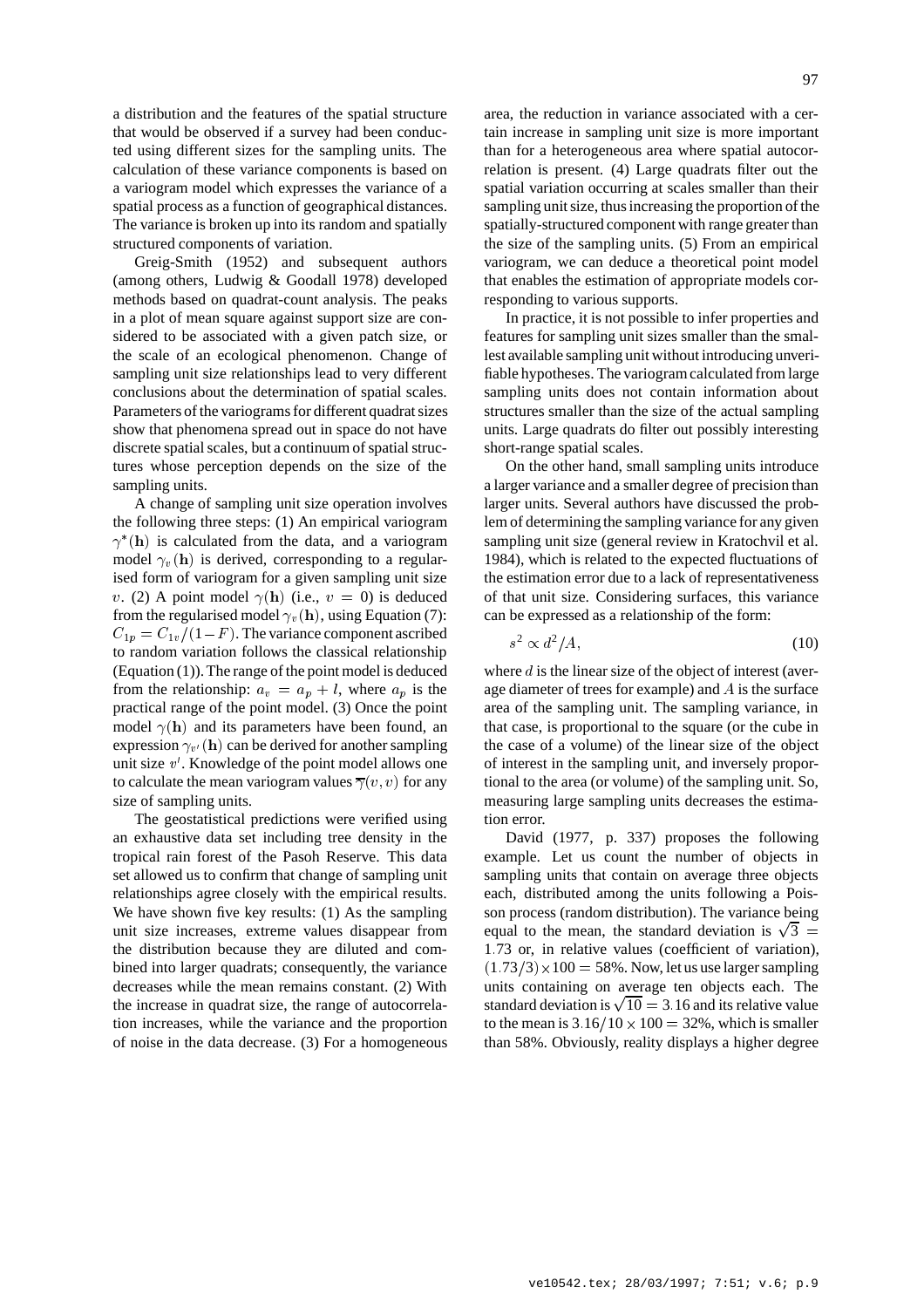a distribution and the features of the spatial structure that would be observed if a survey had been conducted using different sizes for the sampling units. The calculation of these variance components is based on a variogram model which expresses the variance of a spatial process as a function of geographical distances. The variance is broken up into its random and spatially structured components of variation.

Greig-Smith (1952) and subsequent authors (among others, Ludwig & Goodall 1978) developed methods based on quadrat-count analysis. The peaks in a plot of mean square against support size are considered to be associated with a given patch size, or the scale of an ecological phenomenon. Change of sampling unit size relationships lead to very different conclusions about the determination of spatial scales. Parameters of the variograms for different quadrat sizes show that phenomena spread out in space do not have discrete spatial scales, but a continuum of spatial structures whose perception depends on the size of the sampling units.

A change of sampling unit size operation involves the following three steps: (1) An empirical variogram $\gamma^*(\mathbf{h})$ is calculated from the data, and a variogram model $\gamma_v(\mathbf{h})$ is derived, corresponding to a regularised form of variogram for a given sampling unit size $v$. (2) A point model $\gamma(\mathbf{h})$ (i.e., $v = 0$) is deduced from the regularised model $\gamma_v(\mathbf{h})$, using Equation (7): $C_{1p} = C_{1v}/(1-F)$. The variance component ascribed to random variation follows the classical relationship (Equation (1)). The range of the point model is deduced from the relationship: $a_v = a_p + l$, where $a_p$ is the practical range of the point model. (3) Once the point model $\gamma(\mathbf{h})$ and its parameters have been found, an expression $\gamma_{v'}(\mathbf{h})$ can be derived for another sampling unit size $v'$. Knowledge of the point model allows one to calculate the mean variogram values $\overline{\gamma}(v, v)$ for any size of sampling units.

The geostatistical predictions were verified using an exhaustive data set including tree density in the tropical rain forest of the Pasoh Reserve. This data set allowed us to confirm that change of sampling unit relationships agree closely with the empirical results. We have shown five key results: (1) As the sampling unit size increases, extreme values disappear from the distribution because they are diluted and combined into larger quadrats; consequently, the variance decreases while the mean remains constant. (2) With the increase in quadrat size, the range of autocorrelation increases, while the variance and the proportion of noise in the data decrease. (3) For a homogeneous area, the reduction in variance associated with a certain increase in sampling unit size is more important than for a heterogeneous area where spatial autocorrelation is present. (4) Large quadrats filter out the spatial variation occurring at scales smaller than their sampling unit size, thus increasing the proportion of the spatially-structured component with range greater than the size of the sampling units. (5) From an empirical variogram, we can deduce a theoretical point model that enables the estimation of appropriate models corresponding to various supports.

In practice, it is not possible to infer properties and features for sampling unit sizes smaller than the smallest available sampling unit without introducing unverifiable hypotheses. The variogram calculated from large sampling units does not contain information about structures smaller than the size of the actual sampling units. Large quadrats do filter out possibly interesting short-range spatial scales.

On the other hand, small sampling units introduce a larger variance and a smaller degree of precision than larger units. Several authors have discussed the problem of determining the sampling variance for any given sampling unit size (general review in Kratochvil et al. 1984), which is related to the expected fluctuations of the estimation error due to a lack of representativeness of that unit size. Considering surfaces, this variance can be expressed as a relationship of the form:

$$s^2 \propto d^2/A, \tag{10}$$

where $d$ is the linear size of the object of interest (average diameter of trees for example) and $A$ is the surface area of the sampling unit. The sampling variance, in that case, is proportional to the square (or the cube in the case of a volume) of the linear size of the object of interest in the sampling unit, and inversely proportional to the area (or volume) of the sampling unit. So, measuring large sampling units decreases the estimation error.

David (1977, p. 337) proposes the following example. Let us count the number of objects in sampling units that contain on average three objects each, distributed among the units following a Poisson process (random distribution). The variance being equal to the mean, the standard deviation is $\sqrt{3} = 1.73$ or, in relative values (coefficient of variation), $(1.73/3) \times 100 = 58\%$. Now, let us use larger sampling units containing on average ten objects each. The standard deviation is $\sqrt{10} = 3.16$ and its relative value to the mean is $3.16/10 \times 100 = 32\%$, which is smaller than 58%. Obviously, reality displays a higher degree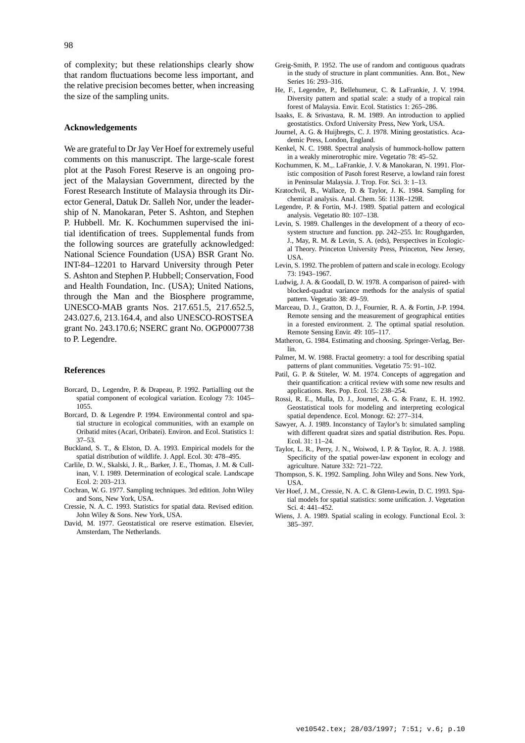of complexity; but these relationships clearly show that random fluctuations become less important, and the relative precision becomes better, when increasing the size of the sampling units.

### Acknowledgements

We are grateful to Dr Jay Ver Hoef for extremely useful comments on this manuscript. The large-scale forest plot at the Pasoh Forest Reserve is an ongoing project of the Malaysian Government, directed by the Forest Research Institute of Malaysia through its Director General, Datuk Dr. Salleh Nor, under the leadership of N. Manokaran, Peter S. Ashton, and Stephen P. Hubbell. Mr. K. Kochummen supervised the initial identification of trees. Supplemental funds from the following sources are gratefully acknowledged: National Science Foundation (USA) BSR Grant No. INT-84–12201 to Harvard University through Peter S. Ashton and Stephen P. Hubbell; Conservation, Food and Health Foundation, Inc. (USA); United Nations, through the Man and the Biosphere programme, UNESCO-MAB grants Nos. 217.651.5, 217.652.5, 243.027.6, 213.164.4, and also UNESCO-ROSTSEA grant No. 243.170.6; NSERC grant No. OGP0007738 to P. Legendre.

### References

- Borcard, D., Legendre, P. & Drapeau, P. 1992. Partialling out the spatial component of ecological variation. Ecology 73: 1045–1055.
- Borcard, D. & Legendre P. 1994. Environmental control and spatial structure in ecological communities, with an example on Oribatid mites (Acari, Oribatei). Environ. and Ecol. Statistics 1: 37–53.
- Buckland, S. T., & Elston, D. A. 1993. Empirical models for the spatial distribution of wildlife. J. Appl. Ecol. 30: 478–495.
- Carlile, D. W., Skalski, J. R.,. Barker, J. E., Thomas, J. M. & Cullinan, V. I. 1989. Determination of ecological scale. Landscape Ecol. 2: 203–213.
- Cochran, W. G. 1977. Sampling techniques. 3rd edition. John Wiley and Sons, New York, USA.
- Cressie, N. A. C. 1993. Statistics for spatial data. Revised edition. John Wiley & Sons. New York, USA.
- David, M. 1977. Geostatistical ore reserve estimation. Elsevier, Amsterdam, The Netherlands.
- Greig-Smith, P. 1952. The use of random and contiguous quadrats in the study of structure in plant communities. Ann. Bot., New Series 16: 293–316.
- He, F., Legendre, P., Bellehumeur, C. & LaFrankie, J. V. 1994. Diversity pattern and spatial scale: a study of a tropical rain forest of Malaysia. Envir. Ecol. Statistics 1: 265–286.
- Isaaks, E. & Srivastava, R. M. 1989. An introduction to applied geostatistics. Oxford University Press, New York, USA.
- Journel, A. G. & Huijbregts, C. J. 1978. Mining geostatistics. Academic Press, London, England.
- Kenkel, N. C. 1988. Spectral analysis of hummock-hollow pattern in a weakly minerotrophic mire. Vegetatio 78: 45–52.
- Kochummen, K. M.,. LaFrankie, J. V. & Manokaran, N. 1991. Floristic composition of Pasoh forest Reserve, a lowland rain forest in Peninsular Malaysia. J. Trop. For. Sci. 3: 1–13.
- Kratochvil, B., Wallace, D. & Taylor, J. K. 1984. Sampling for chemical analysis. Anal. Chem. 56: 113R–129R.
- Legendre, P. & Fortin, M-J. 1989. Spatial pattern and ecological analysis. Vegetatio 80: 107–138.
- Levin, S. 1989. Challenges in the development of a theory of ecosystem structure and function. pp. 242–255. In: Roughgarden, J., May, R. M. & Levin, S. A. (eds), Perspectives in Ecological Theory. Princeton University Press, Princeton, New Jersey, USA.
- Levin, S. 1992. The problem of pattern and scale in ecology. Ecology 73: 1943–1967.
- Ludwig, J. A. & Goodall, D. W. 1978. A comparison of paired- with blocked-quadrat variance methods for the analysis of spatial pattern. Vegetatio 38: 49–59.
- Marceau, D. J., Gratton, D. J., Fournier, R. A. & Fortin, J-P. 1994. Remote sensing and the measurement of geographical entities in a forested environment. 2. The optimal spatial resolution. Remote Sensing Envir. 49: 105–117.
- Matheron, G. 1984. Estimating and choosing. Springer-Verlag, Berlin.
- Palmer, M. W. 1988. Fractal geometry: a tool for describing spatial patterns of plant communities. Vegetatio 75: 91–102.
- Patil, G. P. & Stiteler, W. M. 1974. Concepts of aggregation and their quantification: a critical review with some new results and applications. Res. Pop. Ecol. 15: 238–254.
- Rossi, R. E., Mulla, D. J., Journel, A. G. & Franz, E. H. 1992. Geostatistical tools for modeling and interpreting ecological spatial dependence. Ecol. Monogr. 62: 277–314.
- Sawyer, A. J. 1989. Inconstancy of Taylor's b: simulated sampling with different quadrat sizes and spatial distribution. Res. Popu. Ecol. 31: 11–24.
- Taylor, L. R., Perry, J. N., Woiwod, I. P. & Taylor, R. A. J. 1988. Specificity of the spatial power-law exponent in ecology and agriculture. Nature 332: 721–722.
- Thompson, S. K. 1992. Sampling. John Wiley and Sons. New York, USA.
- Ver Hoef, J. M., Cressie, N. A. C. & Glenn-Lewin, D. C. 1993. Spatial models for spatial statistics: some unification. J. Vegetation Sci. 4: 441–452.
- Wiens, J. A. 1989. Spatial scaling in ecology. Functional Ecol. 3: 385–397.